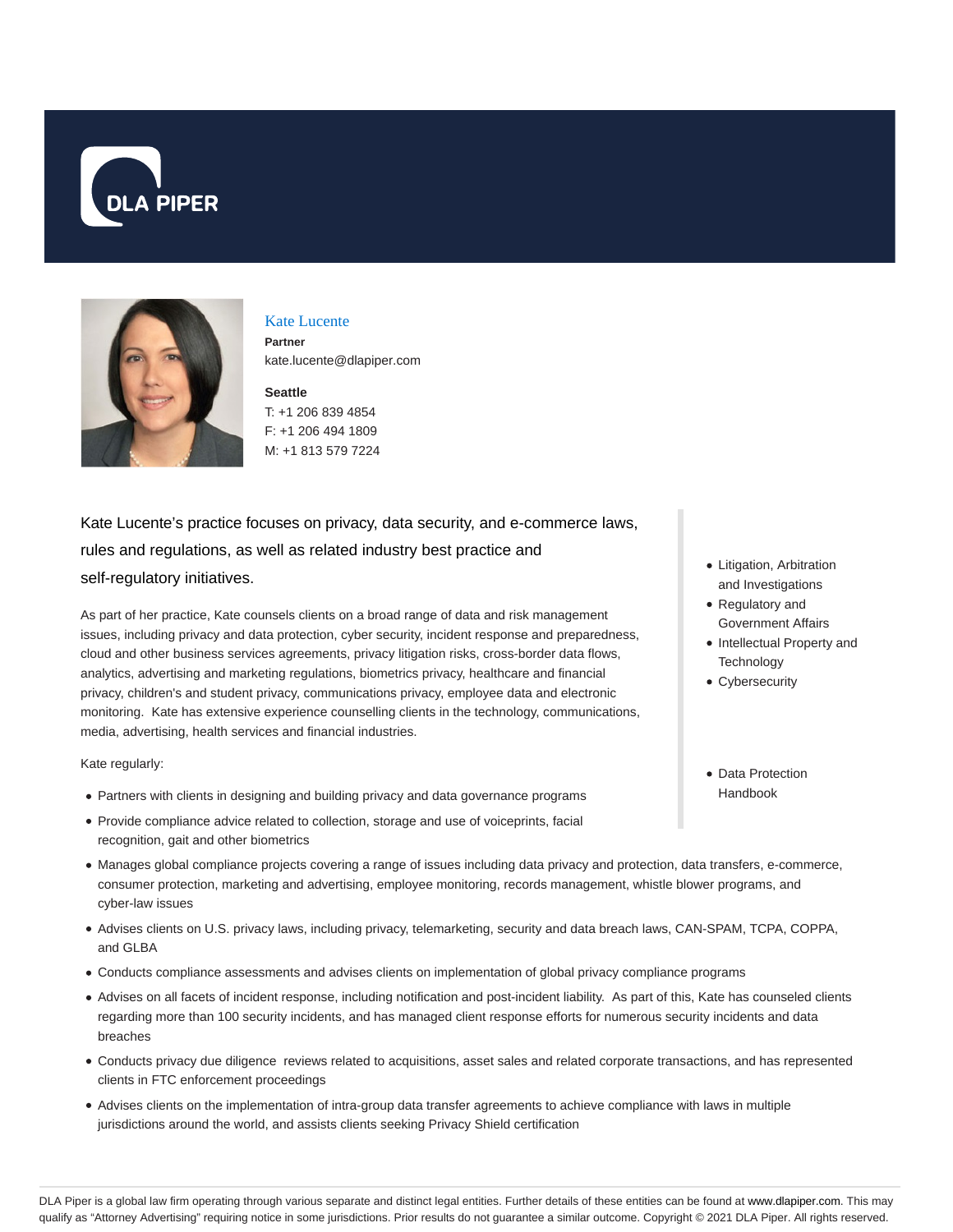DLA PIPER

# Kate Lucente

**Partner**

kate.lucente@dlapiper.com

**Seattle**

T: +1 206 839 4854
F: +1 206 494 1809
M: +1 813 579 7224

Kate Lucente's practice focuses on privacy, data security, and e-commerce laws, rules and regulations, as well as related industry best practice and self-regulatory initiatives.

As part of her practice, Kate counsels clients on a broad range of data and risk management issues, including privacy and data protection, cyber security, incident response and preparedness, cloud and other business services agreements, privacy litigation risks, cross-border data flows, analytics, advertising and marketing regulations, biometrics privacy, healthcare and financial privacy, children's and student privacy, communications privacy, employee data and electronic monitoring. Kate has extensive experience counselling clients in the technology, communications, media, advertising, health services and financial industries.

Kate regularly:

- Partners with clients in designing and building privacy and data governance programs
- Provide compliance advice related to collection, storage and use of voiceprints, facial recognition, gait and other biometrics
- Manages global compliance projects covering a range of issues including data privacy and protection, data transfers, e-commerce, consumer protection, marketing and advertising, employee monitoring, records management, whistle blower programs, and cyber-law issues
- Advises clients on U.S. privacy laws, including privacy, telemarketing, security and data breach laws, CAN-SPAM, TCPA, COPPA, and GLBA
- Conducts compliance assessments and advises clients on implementation of global privacy compliance programs
- Advises on all facets of incident response, including notification and post-incident liability. As part of this, Kate has counseled clients regarding more than 100 security incidents, and has managed client response efforts for numerous security incidents and data breaches
- Conducts privacy due diligence reviews related to acquisitions, asset sales and related corporate transactions, and has represented clients in FTC enforcement proceedings
- Advises clients on the implementation of intra-group data transfer agreements to achieve compliance with laws in multiple jurisdictions around the world, and assists clients seeking Privacy Shield certification

- Litigation, Arbitration and Investigations
- Regulatory and Government Affairs
- Intellectual Property and Technology
- Cybersecurity

- Data Protection Handbook

DLA Piper is a global law firm operating through various separate and distinct legal entities. Further details of these entities can be found at www.dlapiper.com. This may qualify as "Attorney Advertising" requiring notice in some jurisdictions. Prior results do not guarantee a similar outcome. Copyright © 2021 DLA Piper. All rights reserved.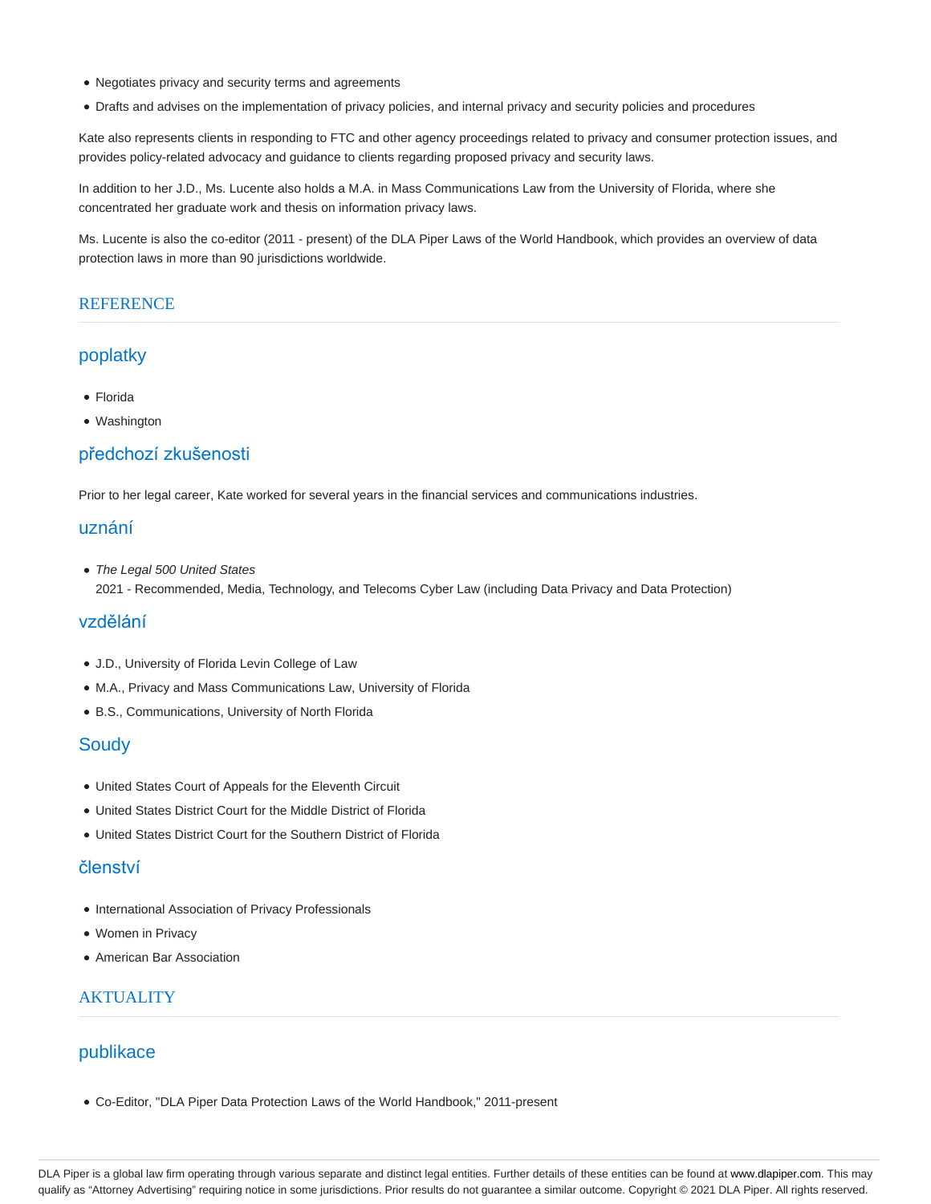- Negotiates privacy and security terms and agreements
- Drafts and advises on the implementation of privacy policies, and internal privacy and security policies and procedures

Kate also represents clients in responding to FTC and other agency proceedings related to privacy and consumer protection issues, and provides policy-related advocacy and guidance to clients regarding proposed privacy and security laws.

In addition to her J.D., Ms. Lucente also holds a M.A. in Mass Communications Law from the University of Florida, where she concentrated her graduate work and thesis on information privacy laws.

Ms. Lucente is also the co-editor (2011 - present) of the DLA Piper Laws of the World Handbook, which provides an overview of data protection laws in more than 90 jurisdictions worldwide.

## REFERENCE

### poplatky

- Florida
- Washington

### předchozí zkušenosti

Prior to her legal career, Kate worked for several years in the financial services and communications industries.

### uznání

- *The Legal 500 United States*
  2021 - Recommended, Media, Technology, and Telecoms Cyber Law (including Data Privacy and Data Protection)

### vzdělání

- J.D., University of Florida Levin College of Law
- M.A., Privacy and Mass Communications Law, University of Florida
- B.S., Communications, University of North Florida

### Soudy

- United States Court of Appeals for the Eleventh Circuit
- United States District Court for the Middle District of Florida
- United States District Court for the Southern District of Florida

### členství

- International Association of Privacy Professionals
- Women in Privacy
- American Bar Association

## AKTUALITY

### publikace

- Co-Editor, "DLA Piper Data Protection Laws of the World Handbook," 2011-present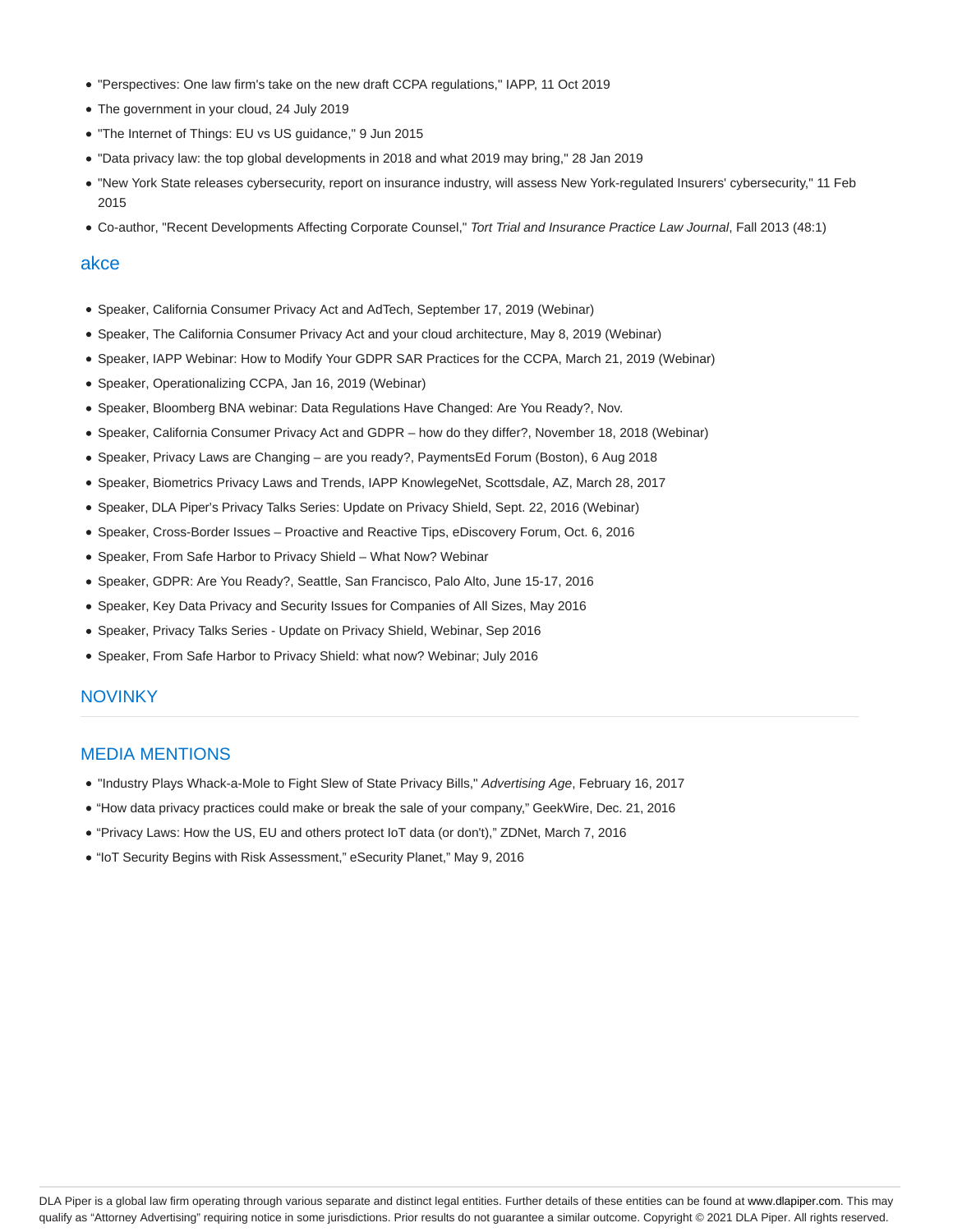- "Perspectives: One law firm's take on the new draft CCPA regulations," IAPP, 11 Oct 2019
- The government in your cloud, 24 July 2019
- "The Internet of Things: EU vs US guidance," 9 Jun 2015
- "Data privacy law: the top global developments in 2018 and what 2019 may bring," 28 Jan 2019
- "New York State releases cybersecurity, report on insurance industry, will assess New York-regulated Insurers' cybersecurity," 11 Feb 2015
- Co-author, "Recent Developments Affecting Corporate Counsel," *Tort Trial and Insurance Practice Law Journal*, Fall 2013 (48:1)

## akce

- Speaker, California Consumer Privacy Act and AdTech, September 17, 2019 (Webinar)
- Speaker, The California Consumer Privacy Act and your cloud architecture, May 8, 2019 (Webinar)
- Speaker, IAPP Webinar: How to Modify Your GDPR SAR Practices for the CCPA, March 21, 2019 (Webinar)
- Speaker, Operationalizing CCPA, Jan 16, 2019 (Webinar)
- Speaker, Bloomberg BNA webinar: Data Regulations Have Changed: Are You Ready?, Nov.
- Speaker, California Consumer Privacy Act and GDPR – how do they differ?, November 18, 2018 (Webinar)
- Speaker, Privacy Laws are Changing – are you ready?, PaymentsEd Forum (Boston), 6 Aug 2018
- Speaker, Biometrics Privacy Laws and Trends, IAPP KnowlegeNet, Scottsdale, AZ, March 28, 2017
- Speaker, DLA Piper's Privacy Talks Series: Update on Privacy Shield, Sept. 22, 2016 (Webinar)
- Speaker, Cross-Border Issues – Proactive and Reactive Tips, eDiscovery Forum, Oct. 6, 2016
- Speaker, From Safe Harbor to Privacy Shield – What Now? Webinar
- Speaker, GDPR: Are You Ready?, Seattle, San Francisco, Palo Alto, June 15-17, 2016
- Speaker, Key Data Privacy and Security Issues for Companies of All Sizes, May 2016
- Speaker, Privacy Talks Series - Update on Privacy Shield, Webinar, Sep 2016
- Speaker, From Safe Harbor to Privacy Shield: what now? Webinar; July 2016

## NOVINKY

## MEDIA MENTIONS

- "Industry Plays Whack-a-Mole to Fight Slew of State Privacy Bills," *Advertising Age*, February 16, 2017
- "How data privacy practices could make or break the sale of your company," GeekWire, Dec. 21, 2016
- "Privacy Laws: How the US, EU and others protect IoT data (or don't)," ZDNet, March 7, 2016
- "IoT Security Begins with Risk Assessment," eSecurity Planet," May 9, 2016

DLA Piper is a global law firm operating through various separate and distinct legal entities. Further details of these entities can be found at www.dlapiper.com. This may qualify as "Attorney Advertising" requiring notice in some jurisdictions. Prior results do not guarantee a similar outcome. Copyright © 2021 DLA Piper. All rights reserved.